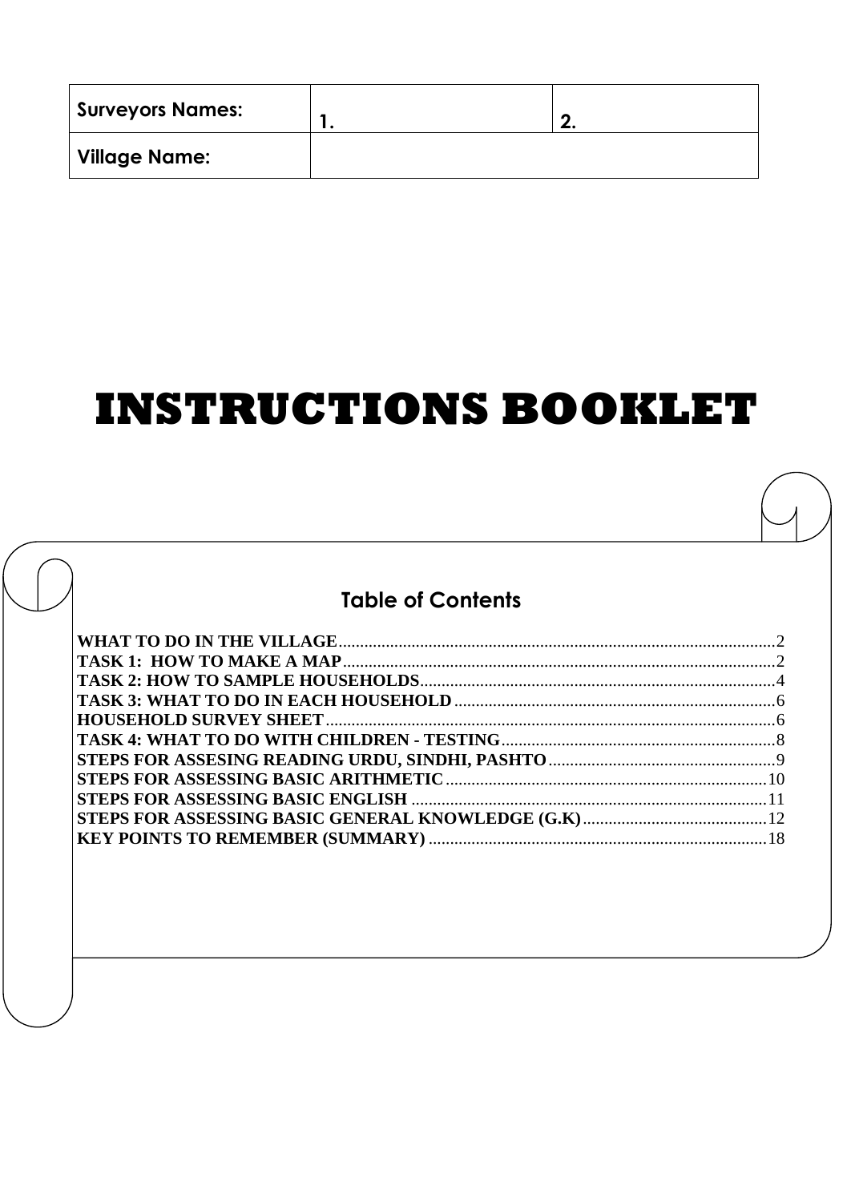| Surveyors Names: | 1. | 2. |
| --- | --- | --- |
| Village Name: | | |

# INSTRUCTIONS BOOKLET

## Table of Contents

**WHAT TO DO IN THE VILLAGE**....................................................................................................2
**TASK 1: HOW TO MAKE A MAP**...................................................................................................2
**TASK 2: HOW TO SAMPLE HOUSEHOLDS**..................................................................................4
**TASK 3: WHAT TO DO IN EACH HOUSEHOLD**..........................................................................6
**HOUSEHOLD SURVEY SHEET**.......................................................................................................6
**TASK 4: WHAT TO DO WITH CHILDREN - TESTING**..................................................................8
**STEPS FOR ASSESING READING URDU, SINDHI, PASHTO**.....................................................9
**STEPS FOR ASSESSING BASIC ARITHMETIC**..........................................................................10
**STEPS FOR ASSESSING BASIC ENGLISH**..................................................................................11
**STEPS FOR ASSESSING BASIC GENERAL KNOWLEDGE (G.K)**...........................................12
**KEY POINTS TO REMEMBER (SUMMARY)**..............................................................................18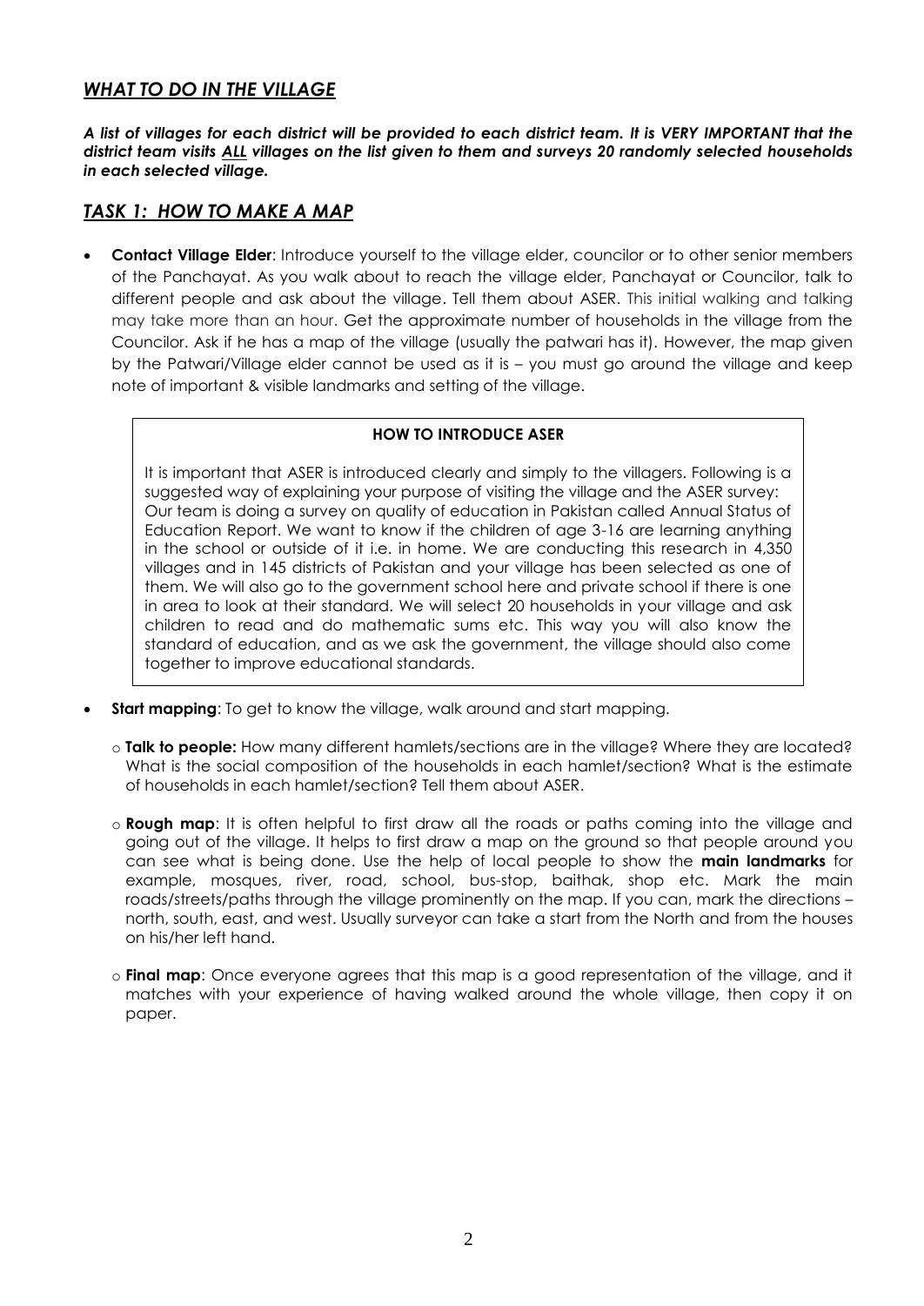## *WHAT TO DO IN THE VILLAGE*

***A list of villages for each district will be provided to each district team. It is VERY IMPORTANT that the district team visits <u>ALL</u> villages on the list given to them and surveys 20 randomly selected households in each selected village.***

## *TASK 1: HOW TO MAKE A MAP*

- **Contact Village Elder**: Introduce yourself to the village elder, councilor or to other senior members of the Panchayat. As you walk about to reach the village elder, Panchayat or Councilor, talk to different people and ask about the village. Tell them about ASER. This initial walking and talking may take more than an hour. Get the approximate number of households in the village from the Councilor. Ask if he has a map of the village (usually the patwari has it). However, the map given by the Patwari/Village elder cannot be used as it is – you must go around the village and keep note of important & visible landmarks and setting of the village.

> **HOW TO INTRODUCE ASER**
>
> It is important that ASER is introduced clearly and simply to the villagers. Following is a suggested way of explaining your purpose of visiting the village and the ASER survey:
> Our team is doing a survey on quality of education in Pakistan called Annual Status of Education Report. We want to know if the children of age 3-16 are learning anything in the school or outside of it i.e. in home. We are conducting this research in 4,350 villages and in 145 districts of Pakistan and your village has been selected as one of them. We will also go to the government school here and private school if there is one in area to look at their standard. We will select 20 households in your village and ask children to read and do mathematic sums etc. This way you will also know the standard of education, and as we ask the government, the village should also come together to improve educational standards.

- **Start mapping**: To get to know the village, walk around and start mapping.
  - **Talk to people:** How many different hamlets/sections are in the village? Where they are located? What is the social composition of the households in each hamlet/section? What is the estimate of households in each hamlet/section? Tell them about ASER.
  - **Rough map**: It is often helpful to first draw all the roads or paths coming into the village and going out of the village. It helps to first draw a map on the ground so that people around you can see what is being done. Use the help of local people to show the **main landmarks** for example, mosques, river, road, school, bus-stop, baithak, shop etc. Mark the main roads/streets/paths through the village prominently on the map. If you can, mark the directions – north, south, east, and west. Usually surveyor can take a start from the North and from the houses on his/her left hand.
  - **Final map**: Once everyone agrees that this map is a good representation of the village, and it matches with your experience of having walked around the whole village, then copy it on paper.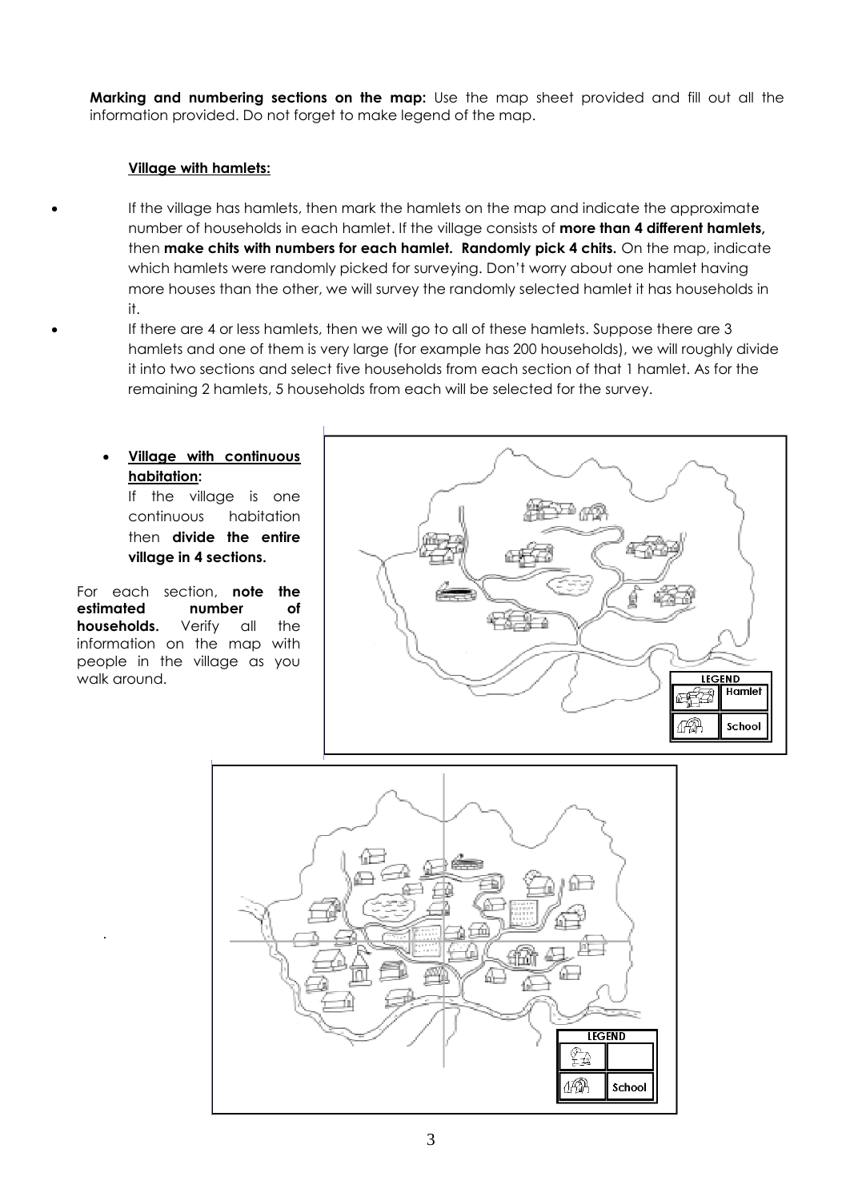**Marking and numbering sections on the map:** Use the map sheet provided and fill out all the information provided. Do not forget to make legend of the map.

**Village with hamlets:**

- If the village has hamlets, then mark the hamlets on the map and indicate the approximate number of households in each hamlet. If the village consists of **more than 4 different hamlets,** then **make chits with numbers for each hamlet. Randomly pick 4 chits.** On the map, indicate which hamlets were randomly picked for surveying. Don't worry about one hamlet having more houses than the other, we will survey the randomly selected hamlet it has households in it.
- If there are 4 or less hamlets, then we will go to all of these hamlets. Suppose there are 3 hamlets and one of them is very large (for example has 200 households), we will roughly divide it into two sections and select five households from each section of that 1 hamlet. As for the remaining 2 hamlets, 5 households from each will be selected for the survey.

- **Village with continuous habitation:**

  If the village is one continuous habitation then **divide the entire village in 4 sections.**

For each section, **note the estimated number of households.** Verify all the information on the map with people in the village as you walk around.

LEGEND

Hamlet

School

LEGEND

School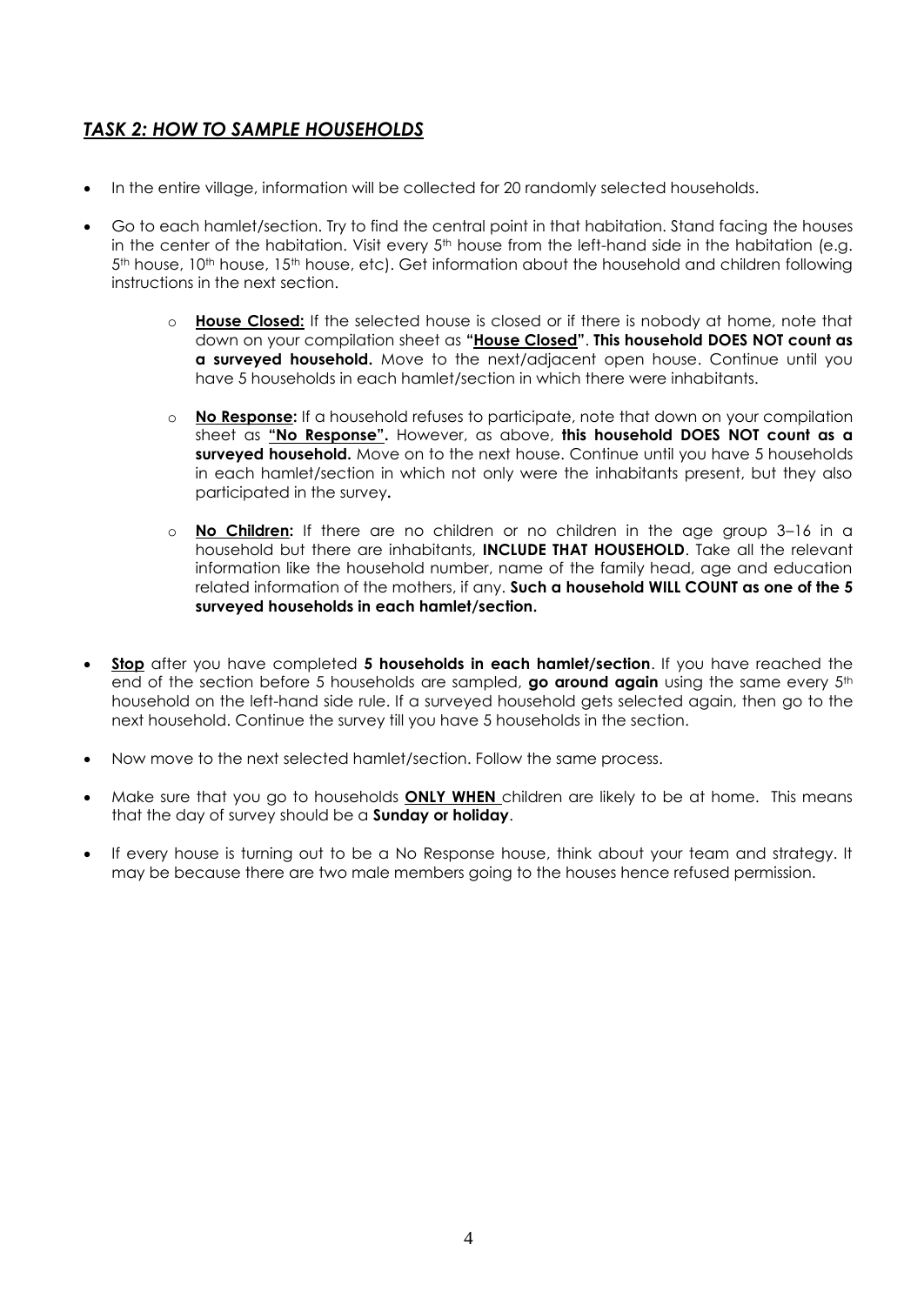## *TASK 2: HOW TO SAMPLE HOUSEHOLDS*

- In the entire village, information will be collected for 20 randomly selected households.
- Go to each hamlet/section. Try to find the central point in that habitation. Stand facing the houses in the center of the habitation. Visit every 5th house from the left-hand side in the habitation (e.g. 5th house, 10th house, 15th house, etc). Get information about the household and children following instructions in the next section.
    - **House Closed:** If the selected house is closed or if there is nobody at home, note that down on your compilation sheet as **"House Closed"**. **This household DOES NOT count as a surveyed household.** Move to the next/adjacent open house. Continue until you have 5 households in each hamlet/section in which there were inhabitants.
    - **No Response:** If a household refuses to participate, note that down on your compilation sheet as **"No Response".** However, as above, **this household DOES NOT count as a surveyed household.** Move on to the next house. Continue until you have 5 households in each hamlet/section in which not only were the inhabitants present, but they also participated in the survey**.**
    - **No Children:** If there are no children or no children in the age group 3–16 in a household but there are inhabitants, **INCLUDE THAT HOUSEHOLD**. Take all the relevant information like the household number, name of the family head, age and education related information of the mothers, if any. **Such a household WILL COUNT as one of the 5 surveyed households in each hamlet/section.**
- **Stop** after you have completed **5 households in each hamlet/section**. If you have reached the end of the section before 5 households are sampled, **go around again** using the same every 5th household on the left-hand side rule. If a surveyed household gets selected again, then go to the next household. Continue the survey till you have 5 households in the section.
- Now move to the next selected hamlet/section. Follow the same process.
- Make sure that you go to households **ONLY WHEN** children are likely to be at home. This means that the day of survey should be a **Sunday or holiday**.
- If every house is turning out to be a No Response house, think about your team and strategy. It may be because there are two male members going to the houses hence refused permission.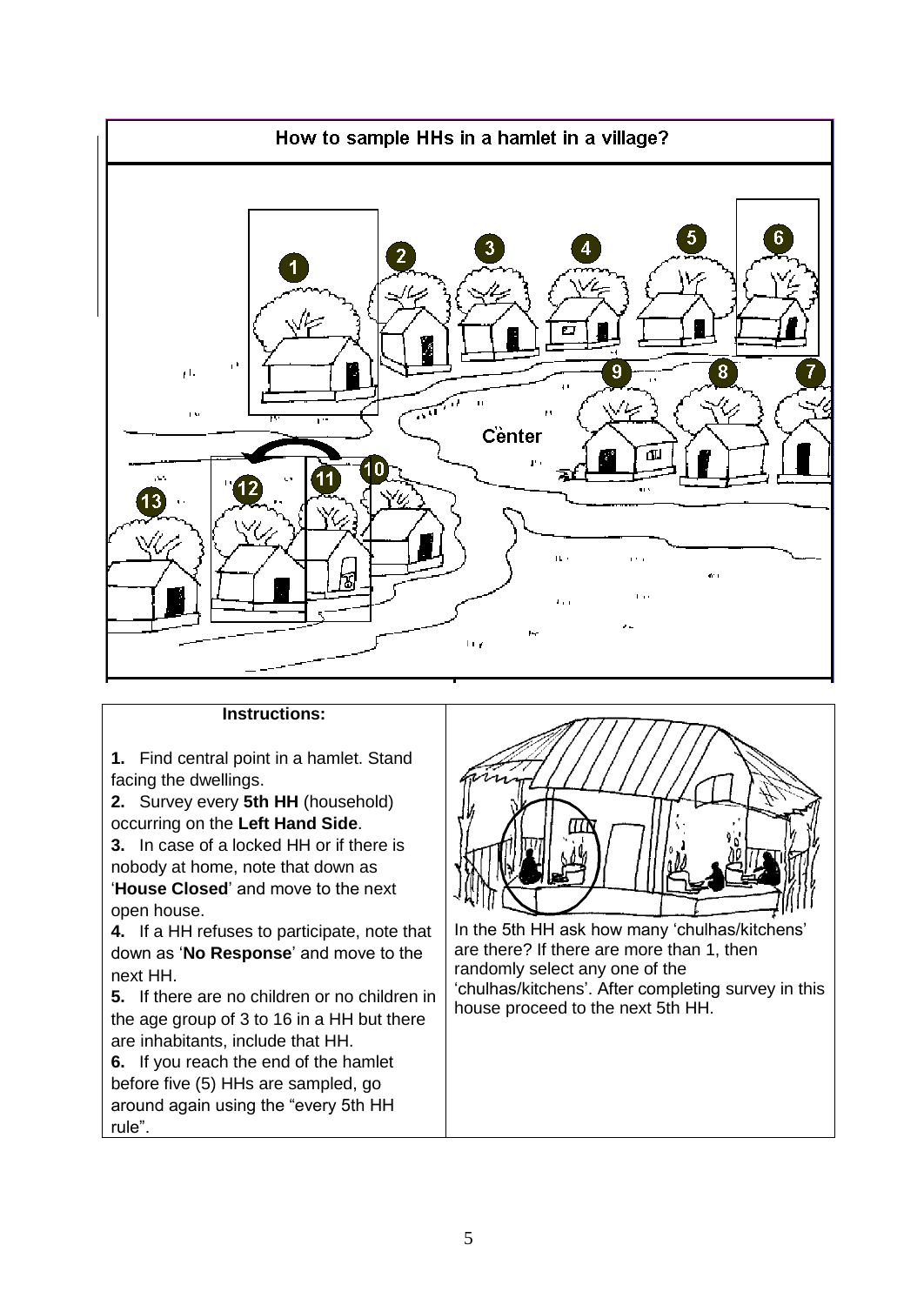## How to sample HHs in a hamlet in a village?

1 2 3 4 5 6 9 8 7 Center 10 11 12 13

**Instructions:**

1. Find central point in a hamlet. Stand facing the dwellings.
2. Survey every **5th HH** (household) occurring on the **Left Hand Side**.
3. In case of a locked HH or if there is nobody at home, note that down as '**House Closed**' and move to the next open house.
4. If a HH refuses to participate, note that down as '**No Response**' and move to the next HH.
5. If there are no children or no children in the age group of 3 to 16 in a HH but there are inhabitants, include that HH.
6. If you reach the end of the hamlet before five (5) HHs are sampled, go around again using the "every 5th HH rule".

In the 5th HH ask how many 'chulhas/kitchens' are there? If there are more than 1, then randomly select any one of the 'chulhas/kitchens'. After completing survey in this house proceed to the next 5th HH.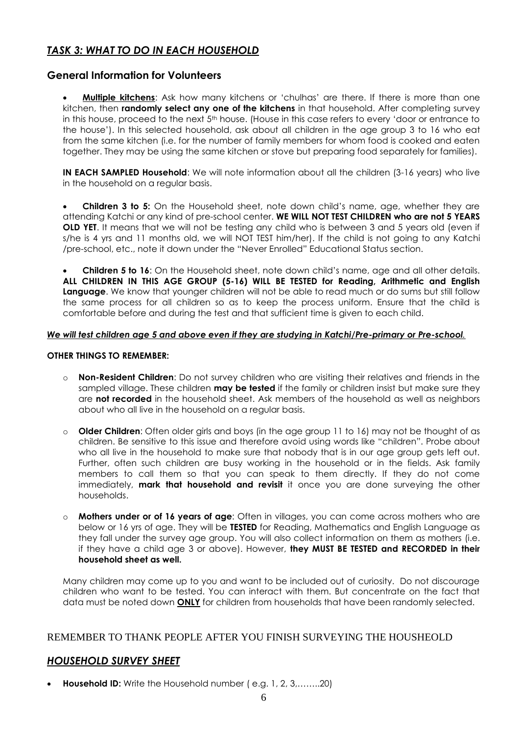## *TASK 3: WHAT TO DO IN EACH HOUSEHOLD*

### General Information for Volunteers

- **Multiple kitchens**: Ask how many kitchens or 'chulhas' are there. If there is more than one kitchen, then **randomly select any one of the kitchens** in that household. After completing survey in this house, proceed to the next 5th house. (House in this case refers to every 'door or entrance to the house'). In this selected household, ask about all children in the age group 3 to 16 who eat from the same kitchen (i.e. for the number of family members for whom food is cooked and eaten together. They may be using the same kitchen or stove but preparing food separately for families).

  **IN EACH SAMPLED Household**: We will note information about all the children (3-16 years) who live in the household on a regular basis.

- **Children 3 to 5:** On the Household sheet, note down child's name, age, whether they are attending Katchi or any kind of pre-school center. **WE WILL NOT TEST CHILDREN who are not 5 YEARS OLD YET**. It means that we will not be testing any child who is between 3 and 5 years old (even if s/he is 4 yrs and 11 months old, we will NOT TEST him/her). If the child is not going to any Katchi /pre-school, etc., note it down under the "Never Enrolled" Educational Status section.

- **Children 5 to 16**: On the Household sheet, note down child's name, age and all other details. **ALL CHILDREN IN THIS AGE GROUP (5-16) WILL BE TESTED for Reading, Arithmetic and English Language**. We know that younger children will not be able to read much or do sums but still follow the same process for all children so as to keep the process uniform. Ensure that the child is comfortable before and during the test and that sufficient time is given to each child.

***We will test children age 5 and above even if they are studying in Katchi/Pre-primary or Pre-school.***

**OTHER THINGS TO REMEMBER:**

- **Non-Resident Children**: Do not survey children who are visiting their relatives and friends in the sampled village. These children **may be tested** if the family or children insist but make sure they are **not recorded** in the household sheet. Ask members of the household as well as neighbors about who all live in the household on a regular basis.

- **Older Children**: Often older girls and boys (in the age group 11 to 16) may not be thought of as children. Be sensitive to this issue and therefore avoid using words like "children". Probe about who all live in the household to make sure that nobody that is in our age group gets left out. Further, often such children are busy working in the household or in the fields. Ask family members to call them so that you can speak to them directly. If they do not come immediately, **mark that household and revisit** it once you are done surveying the other households.

- **Mothers under or of 16 years of age**: Often in villages, you can come across mothers who are below or 16 yrs of age. They will be **TESTED** for Reading, Mathematics and English Language as they fall under the survey age group. You will also collect information on them as mothers (i.e. if they have a child age 3 or above). However, **they MUST BE TESTED and RECORDED in their household sheet as well.**

Many children may come up to you and want to be included out of curiosity. Do not discourage children who want to be tested. You can interact with them. But concentrate on the fact that data must be noted down **ONLY** for children from households that have been randomly selected.

REMEMBER TO THANK PEOPLE AFTER YOU FINISH SURVEYING THE HOUSHEOLD

## *HOUSEHOLD SURVEY SHEET*

- **Household ID:** Write the Household number ( e.g. 1, 2, 3,……..20)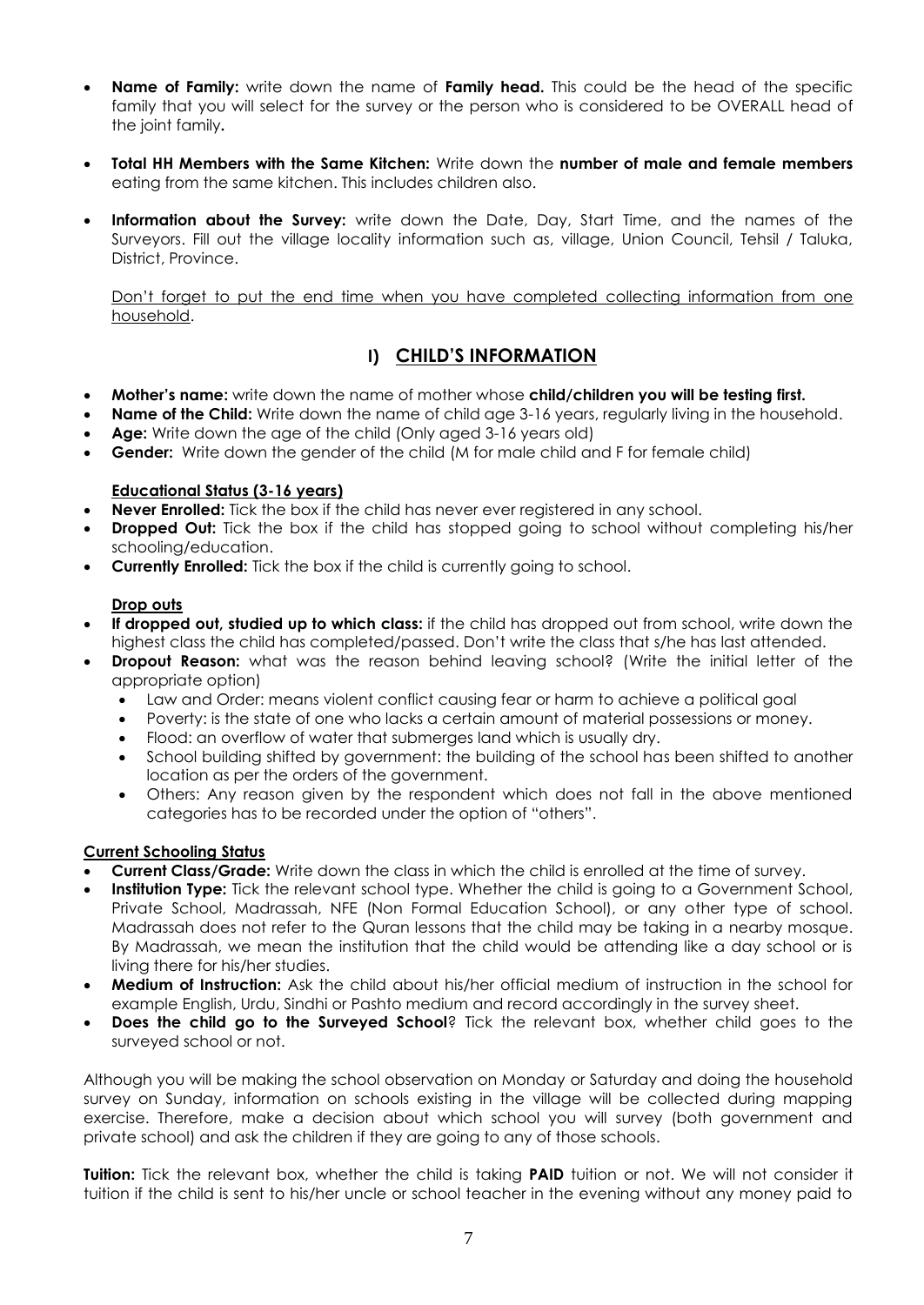- **Name of Family:** write down the name of **Family head.** This could be the head of the specific family that you will select for the survey or the person who is considered to be OVERALL head of the joint family**.**

- **Total HH Members with the Same Kitchen:** Write down the **number of male and female members** eating from the same kitchen. This includes children also.

- **Information about the Survey:** write down the Date, Day, Start Time, and the names of the Surveyors. Fill out the village locality information such as, village, Union Council, Tehsil / Taluka, District, Province.

  Don't forget to put the end time when you have completed collecting information from one household.

## I) CHILD'S INFORMATION

- **Mother's name:** write down the name of mother whose **child/children you will be testing first.**
- **Name of the Child:** Write down the name of child age 3-16 years, regularly living in the household.
- **Age:** Write down the age of the child (Only aged 3-16 years old)
- **Gender:** Write down the gender of the child (M for male child and F for female child)

**Educational Status (3-16 years)**

- **Never Enrolled:** Tick the box if the child has never ever registered in any school.
- **Dropped Out:** Tick the box if the child has stopped going to school without completing his/her schooling/education.
- **Currently Enrolled:** Tick the box if the child is currently going to school.

**Drop outs**

- **If dropped out, studied up to which class:** if the child has dropped out from school, write down the highest class the child has completed/passed. Don't write the class that s/he has last attended.
- **Dropout Reason:** what was the reason behind leaving school? (Write the initial letter of the appropriate option)
  - Law and Order: means violent conflict causing fear or harm to achieve a political goal
  - Poverty: is the state of one who lacks a certain amount of material possessions or money.
  - Flood: an overflow of water that submerges land which is usually dry.
  - School building shifted by government: the building of the school has been shifted to another location as per the orders of the government.
  - Others: Any reason given by the respondent which does not fall in the above mentioned categories has to be recorded under the option of "others".

**Current Schooling Status**

- **Current Class/Grade:** Write down the class in which the child is enrolled at the time of survey.
- **Institution Type:** Tick the relevant school type. Whether the child is going to a Government School, Private School, Madrassah, NFE (Non Formal Education School), or any other type of school. Madrassah does not refer to the Quran lessons that the child may be taking in a nearby mosque. By Madrassah, we mean the institution that the child would be attending like a day school or is living there for his/her studies.
- **Medium of Instruction:** Ask the child about his/her official medium of instruction in the school for example English, Urdu, Sindhi or Pashto medium and record accordingly in the survey sheet.
- **Does the child go to the Surveyed School**? Tick the relevant box, whether child goes to the surveyed school or not.

Although you will be making the school observation on Monday or Saturday and doing the household survey on Sunday, information on schools existing in the village will be collected during mapping exercise. Therefore, make a decision about which school you will survey (both government and private school) and ask the children if they are going to any of those schools.

**Tuition:** Tick the relevant box, whether the child is taking **PAID** tuition or not. We will not consider it tuition if the child is sent to his/her uncle or school teacher in the evening without any money paid to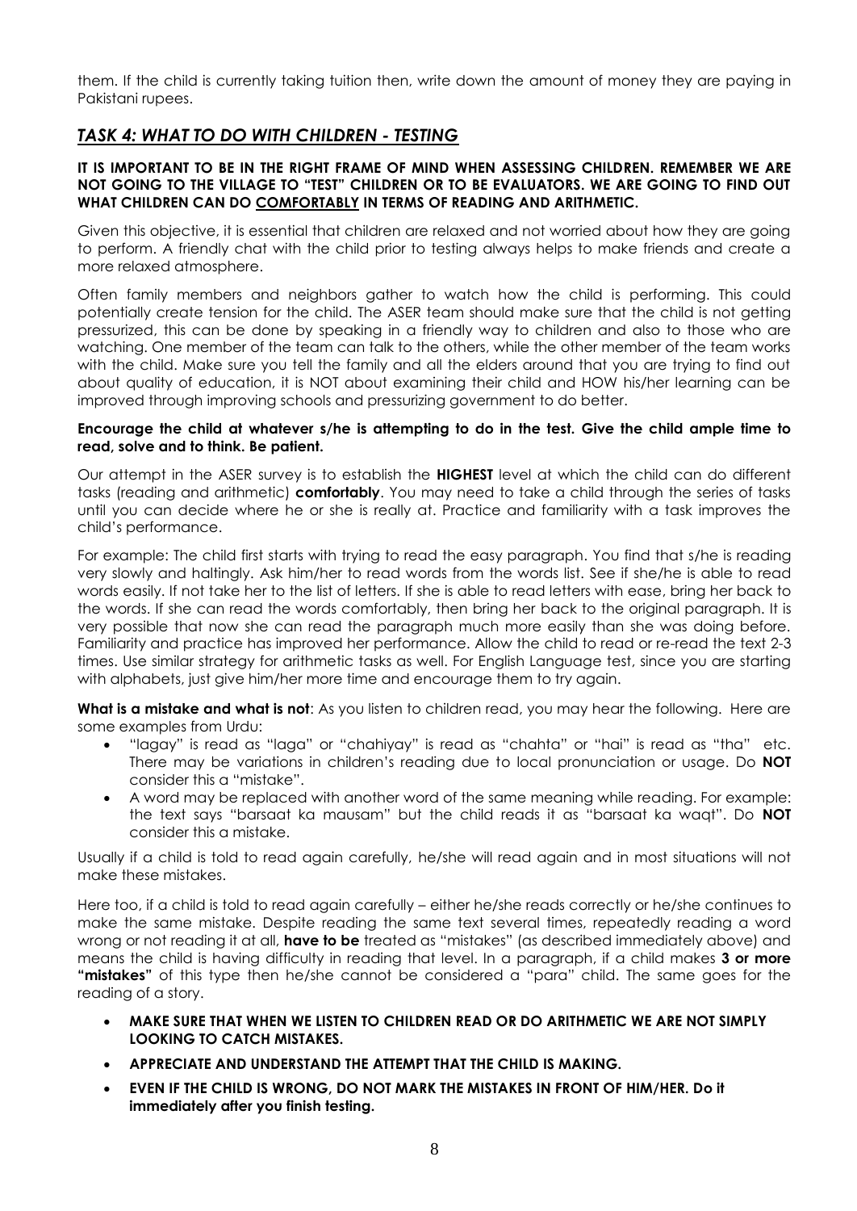them. If the child is currently taking tuition then, write down the amount of money they are paying in Pakistani rupees.

## *TASK 4: WHAT TO DO WITH CHILDREN - TESTING*

**IT IS IMPORTANT TO BE IN THE RIGHT FRAME OF MIND WHEN ASSESSING CHILDREN. REMEMBER WE ARE NOT GOING TO THE VILLAGE TO "TEST" CHILDREN OR TO BE EVALUATORS. WE ARE GOING TO FIND OUT WHAT CHILDREN CAN DO COMFORTABLY IN TERMS OF READING AND ARITHMETIC.**

Given this objective, it is essential that children are relaxed and not worried about how they are going to perform. A friendly chat with the child prior to testing always helps to make friends and create a more relaxed atmosphere.

Often family members and neighbors gather to watch how the child is performing. This could potentially create tension for the child. The ASER team should make sure that the child is not getting pressurized, this can be done by speaking in a friendly way to children and also to those who are watching. One member of the team can talk to the others, while the other member of the team works with the child. Make sure you tell the family and all the elders around that you are trying to find out about quality of education, it is NOT about examining their child and HOW his/her learning can be improved through improving schools and pressurizing government to do better.

**Encourage the child at whatever s/he is attempting to do in the test. Give the child ample time to read, solve and to think. Be patient.**

Our attempt in the ASER survey is to establish the **HIGHEST** level at which the child can do different tasks (reading and arithmetic) **comfortably**. You may need to take a child through the series of tasks until you can decide where he or she is really at. Practice and familiarity with a task improves the child's performance.

For example: The child first starts with trying to read the easy paragraph. You find that s/he is reading very slowly and haltingly. Ask him/her to read words from the words list. See if she/he is able to read words easily. If not take her to the list of letters. If she is able to read letters with ease, bring her back to the words. If she can read the words comfortably, then bring her back to the original paragraph. It is very possible that now she can read the paragraph much more easily than she was doing before. Familiarity and practice has improved her performance. Allow the child to read or re-read the text 2-3 times. Use similar strategy for arithmetic tasks as well. For English Language test, since you are starting with alphabets, just give him/her more time and encourage them to try again.

**What is a mistake and what is not**: As you listen to children read, you may hear the following. Here are some examples from Urdu:

- "lagay" is read as "laga" or "chahiyay" is read as "chahta" or "hai" is read as "tha" etc. There may be variations in children's reading due to local pronunciation or usage. Do **NOT** consider this a "mistake".
- A word may be replaced with another word of the same meaning while reading. For example: the text says "barsaat ka mausam" but the child reads it as "barsaat ka waqt". Do **NOT** consider this a mistake.

Usually if a child is told to read again carefully, he/she will read again and in most situations will not make these mistakes.

Here too, if a child is told to read again carefully – either he/she reads correctly or he/she continues to make the same mistake. Despite reading the same text several times, repeatedly reading a word wrong or not reading it at all, **have to be** treated as "mistakes" (as described immediately above) and means the child is having difficulty in reading that level. In a paragraph, if a child makes **3 or more "mistakes"** of this type then he/she cannot be considered a "para" child. The same goes for the reading of a story.

- **MAKE SURE THAT WHEN WE LISTEN TO CHILDREN READ OR DO ARITHMETIC WE ARE NOT SIMPLY LOOKING TO CATCH MISTAKES.**
- **APPRECIATE AND UNDERSTAND THE ATTEMPT THAT THE CHILD IS MAKING.**
- **EVEN IF THE CHILD IS WRONG, DO NOT MARK THE MISTAKES IN FRONT OF HIM/HER. Do it immediately after you finish testing.**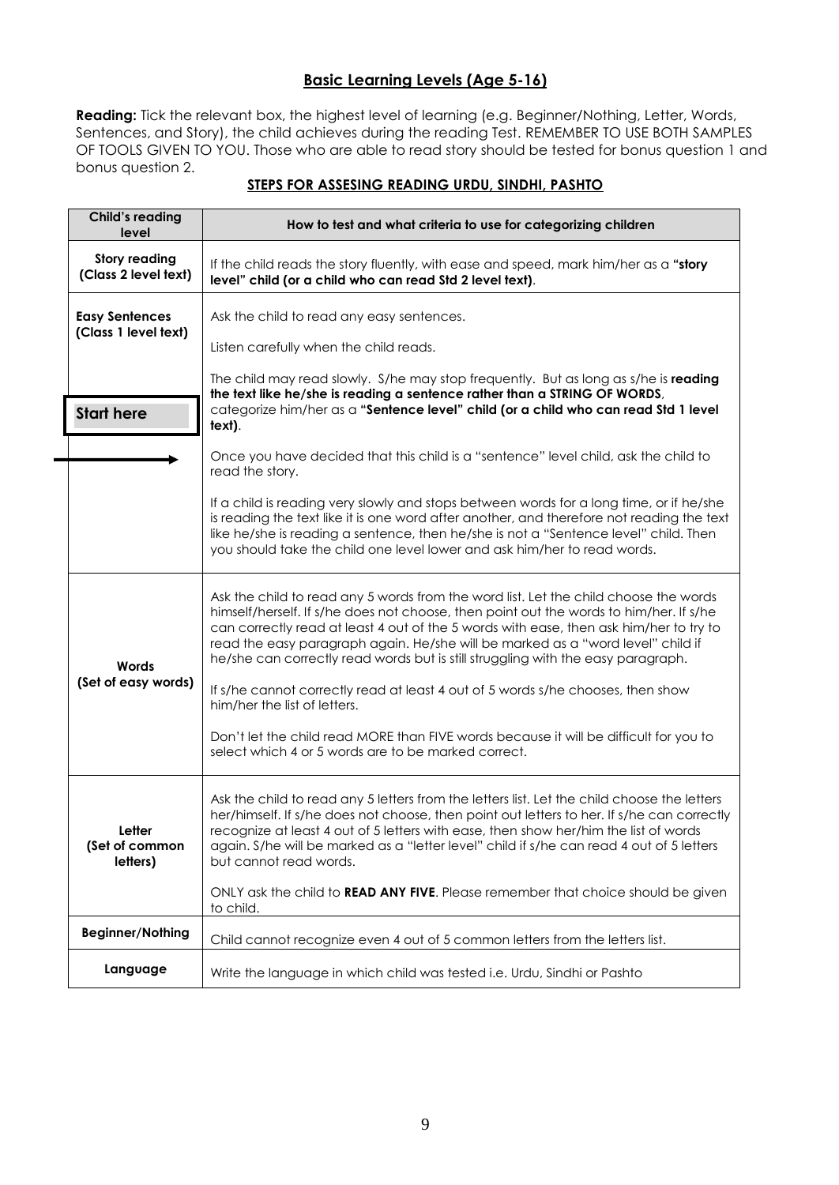## Basic Learning Levels (Age 5-16)

**Reading:** Tick the relevant box, the highest level of learning (e.g. Beginner/Nothing, Letter, Words, Sentences, and Story), the child achieves during the reading Test. REMEMBER TO USE BOTH SAMPLES OF TOOLS GIVEN TO YOU. Those who are able to read story should be tested for bonus question 1 and bonus question 2.

### STEPS FOR ASSESING READING URDU, SINDHI, PASHTO

| Child's reading level | How to test and what criteria to use for categorizing children |
|---|---|
| **Story reading (Class 2 level text)** | If the child reads the story fluently, with ease and speed, mark him/her as a **"story level" child (or a child who can read Std 2 level text)**. |
| **Easy Sentences (Class 1 level text)**<br><br>**Start here** → | Ask the child to read any easy sentences.<br><br>Listen carefully when the child reads.<br><br>The child may read slowly. S/he may stop frequently. But as long as s/he is **reading the text like he/she is reading a sentence rather than a STRING OF WORDS**, categorize him/her as a **"Sentence level" child (or a child who can read Std 1 level text)**.<br><br>Once you have decided that this child is a "sentence" level child, ask the child to read the story.<br><br>If a child is reading very slowly and stops between words for a long time, or if he/she is reading the text like it is one word after another, and therefore not reading the text like he/she is reading a sentence, then he/she is not a "Sentence level" child. Then you should take the child one level lower and ask him/her to read words. |
| **Words (Set of easy words)** | Ask the child to read any 5 words from the word list. Let the child choose the words himself/herself. If s/he does not choose, then point out the words to him/her. If s/he can correctly read at least 4 out of the 5 words with ease, then ask him/her to try to read the easy paragraph again. He/she will be marked as a "word level" child if he/she can correctly read words but is still struggling with the easy paragraph.<br><br>If s/he cannot correctly read at least 4 out of 5 words s/he chooses, then show him/her the list of letters.<br><br>Don't let the child read MORE than FIVE words because it will be difficult for you to select which 4 or 5 words are to be marked correct. |
| **Letter (Set of common letters)** | Ask the child to read any 5 letters from the letters list. Let the child choose the letters her/himself. If s/he does not choose, then point out letters to her. If s/he can correctly recognize at least 4 out of 5 letters with ease, then show her/him the list of words again. S/he will be marked as a "letter level" child if s/he can read 4 out of 5 letters but cannot read words.<br><br>ONLY ask the child to **READ ANY FIVE**. Please remember that choice should be given to child. |
| **Beginner/Nothing** | Child cannot recognize even 4 out of 5 common letters from the letters list. |
| **Language** | Write the language in which child was tested i.e. Urdu, Sindhi or Pashto |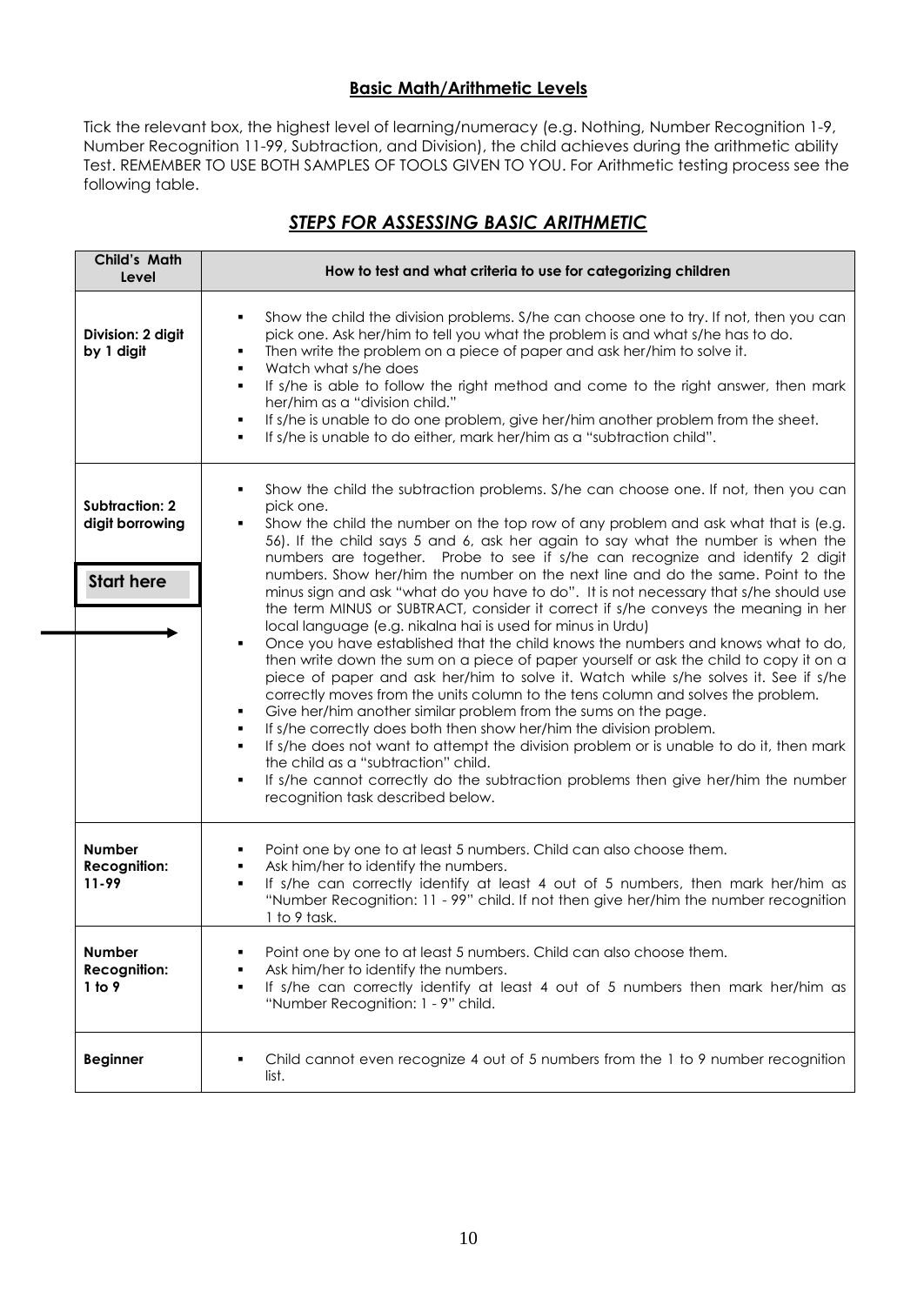## Basic Math/Arithmetic Levels

Tick the relevant box, the highest level of learning/numeracy (e.g. Nothing, Number Recognition 1-9, Number Recognition 11-99, Subtraction, and Division), the child achieves during the arithmetic ability Test. REMEMBER TO USE BOTH SAMPLES OF TOOLS GIVEN TO YOU. For Arithmetic testing process see the following table.

### *STEPS FOR ASSESSING BASIC ARITHMETIC*

| Child's Math Level | How to test and what criteria to use for categorizing children |
|---|---|
| **Division: 2 digit by 1 digit** | ▪ Show the child the division problems. S/he can choose one to try. If not, then you can pick one. Ask her/him to tell you what the problem is and what s/he has to do.<br>▪ Then write the problem on a piece of paper and ask her/him to solve it.<br>▪ Watch what s/he does<br>▪ If s/he is able to follow the right method and come to the right answer, then mark her/him as a "division child."<br>▪ If s/he is unable to do one problem, give her/him another problem from the sheet.<br>▪ If s/he is unable to do either, mark her/him as a "subtraction child". |
| **Subtraction: 2 digit borrowing**<br><br>**Start here** → | ▪ Show the child the subtraction problems. S/he can choose one. If not, then you can pick one.<br>▪ Show the child the number on the top row of any problem and ask what that is (e.g. 56). If the child says 5 and 6, ask her again to say what the number is when the numbers are together. Probe to see if s/he can recognize and identify 2 digit numbers. Show her/him the number on the next line and do the same. Point to the minus sign and ask "what do you have to do". It is not necessary that s/he should use the term MINUS or SUBTRACT, consider it correct if s/he conveys the meaning in her local language (e.g. nikalna hai is used for minus in Urdu)<br>▪ Once you have established that the child knows the numbers and knows what to do, then write down the sum on a piece of paper yourself or ask the child to copy it on a piece of paper and ask her/him to solve it. Watch while s/he solves it. See if s/he correctly moves from the units column to the tens column and solves the problem.<br>▪ Give her/him another similar problem from the sums on the page.<br>▪ If s/he correctly does both then show her/him the division problem.<br>▪ If s/he does not want to attempt the division problem or is unable to do it, then mark the child as a "subtraction" child.<br>▪ If s/he cannot correctly do the subtraction problems then give her/him the number recognition task described below. |
| **Number Recognition: 11-99** | ▪ Point one by one to at least 5 numbers. Child can also choose them.<br>▪ Ask him/her to identify the numbers.<br>▪ If s/he can correctly identify at least 4 out of 5 numbers, then mark her/him as "Number Recognition: 11 - 99" child. If not then give her/him the number recognition 1 to 9 task. |
| **Number Recognition: 1 to 9** | ▪ Point one by one to at least 5 numbers. Child can also choose them.<br>▪ Ask him/her to identify the numbers.<br>▪ If s/he can correctly identify at least 4 out of 5 numbers then mark her/him as "Number Recognition: 1 - 9" child. |
| **Beginner** | ▪ Child cannot even recognize 4 out of 5 numbers from the 1 to 9 number recognition list. |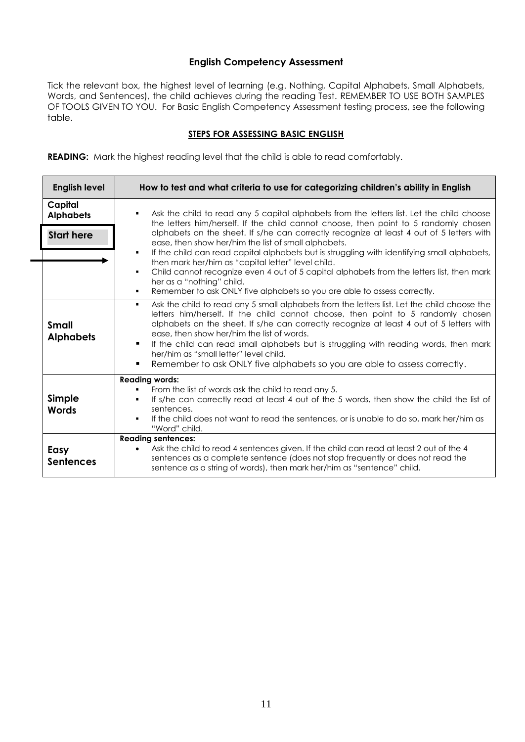## English Competency Assessment

Tick the relevant box, the highest level of learning (e.g. Nothing, Capital Alphabets, Small Alphabets, Words, and Sentences), the child achieves during the reading Test. REMEMBER TO USE BOTH SAMPLES OF TOOLS GIVEN TO YOU. For Basic English Competency Assessment testing process, see the following table.

### STEPS FOR ASSESSING BASIC ENGLISH

**READING:** Mark the highest reading level that the child is able to read comfortably.

| English level | How to test and what criteria to use for categorizing children's ability in English |
|---|---|
| **Capital Alphabets**<br><br>**Start here** → | ▪ Ask the child to read any 5 capital alphabets from the letters list. Let the child choose the letters him/herself. If the child cannot choose, then point to 5 randomly chosen alphabets on the sheet. If s/he can correctly recognize at least 4 out of 5 letters with ease, then show her/him the list of small alphabets.<br>▪ If the child can read capital alphabets but is struggling with identifying small alphabets, then mark her/him as "capital letter" level child.<br>▪ Child cannot recognize even 4 out of 5 capital alphabets from the letters list, then mark her as a "nothing" child.<br>▪ Remember to ask ONLY five alphabets so you are able to assess correctly. |
| **Small Alphabets** | ▪ Ask the child to read any 5 small alphabets from the letters list. Let the child choose the letters him/herself. If the child cannot choose, then point to 5 randomly chosen alphabets on the sheet. If s/he can correctly recognize at least 4 out of 5 letters with ease, then show her/him the list of words.<br>▪ If the child can read small alphabets but is struggling with reading words, then mark her/him as "small letter" level child.<br>▪ Remember to ask ONLY five alphabets so you are able to assess correctly. |
| **Simple Words** | **Reading words:**<br>▪ From the list of words ask the child to read any 5.<br>▪ If s/he can correctly read at least 4 out of the 5 words, then show the child the list of sentences.<br>▪ If the child does not want to read the sentences, or is unable to do so, mark her/him as "Word" child. |
| **Easy Sentences** | **Reading sentences:**<br>• Ask the child to read 4 sentences given. If the child can read at least 2 out of the 4 sentences as a complete sentence (does not stop frequently or does not read the sentence as a string of words), then mark her/him as "sentence" child. |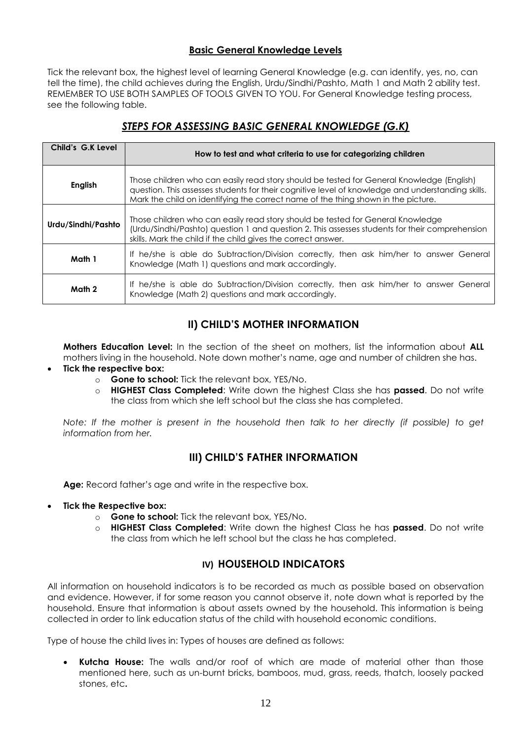### Basic General Knowledge Levels

Tick the relevant box, the highest level of learning General Knowledge (e.g. can identify, yes, no, can tell the time), the child achieves during the English, Urdu/Sindhi/Pashto, Math 1 and Math 2 ability test. REMEMBER TO USE BOTH SAMPLES OF TOOLS GIVEN TO YOU. For General Knowledge testing process, see the following table.

## ***STEPS FOR ASSESSING BASIC GENERAL KNOWLEDGE (G.K)***

| Child's G.K Level | How to test and what criteria to use for categorizing children |
|---|---|
| **English** | Those children who can easily read story should be tested for General Knowledge (English) question. This assesses students for their cognitive level of knowledge and understanding skills. Mark the child on identifying the correct name of the thing shown in the picture. |
| **Urdu/Sindhi/Pashto** | Those children who can easily read story should be tested for General Knowledge (Urdu/Sindhi/Pashto) question 1 and question 2. This assesses students for their comprehension skills. Mark the child if the child gives the correct answer. |
| **Math 1** | If he/she is able do Subtraction/Division correctly, then ask him/her to answer General Knowledge (Math 1) questions and mark accordingly. |
| **Math 2** | If he/she is able do Subtraction/Division correctly, then ask him/her to answer General Knowledge (Math 2) questions and mark accordingly. |

## II) CHILD'S MOTHER INFORMATION

**Mothers Education Level:** In the section of the sheet on mothers, list the information about **ALL** mothers living in the household. Note down mother's name, age and number of children she has.

- **Tick the respective box:**
  - **Gone to school:** Tick the relevant box, YES/No.
  - **HIGHEST Class Completed**: Write down the highest Class she has **passed**. Do not write the class from which she left school but the class she has completed.

*Note: If the mother is present in the household then talk to her directly (if possible) to get information from her.*

## III) CHILD'S FATHER INFORMATION

**Age:** Record father's age and write in the respective box.

- **Tick the Respective box:**
  - **Gone to school:** Tick the relevant box, YES/No.
  - **HIGHEST Class Completed**: Write down the highest Class he has **passed**. Do not write the class from which he left school but the class he has completed.

## IV) HOUSEHOLD INDICATORS

All information on household indicators is to be recorded as much as possible based on observation and evidence. However, if for some reason you cannot observe it, note down what is reported by the household. Ensure that information is about assets owned by the household. This information is being collected in order to link education status of the child with household economic conditions.

Type of house the child lives in: Types of houses are defined as follows:

- **Kutcha House:** The walls and/or roof of which are made of material other than those mentioned here, such as un-burnt bricks, bamboos, mud, grass, reeds, thatch, loosely packed stones, etc**.**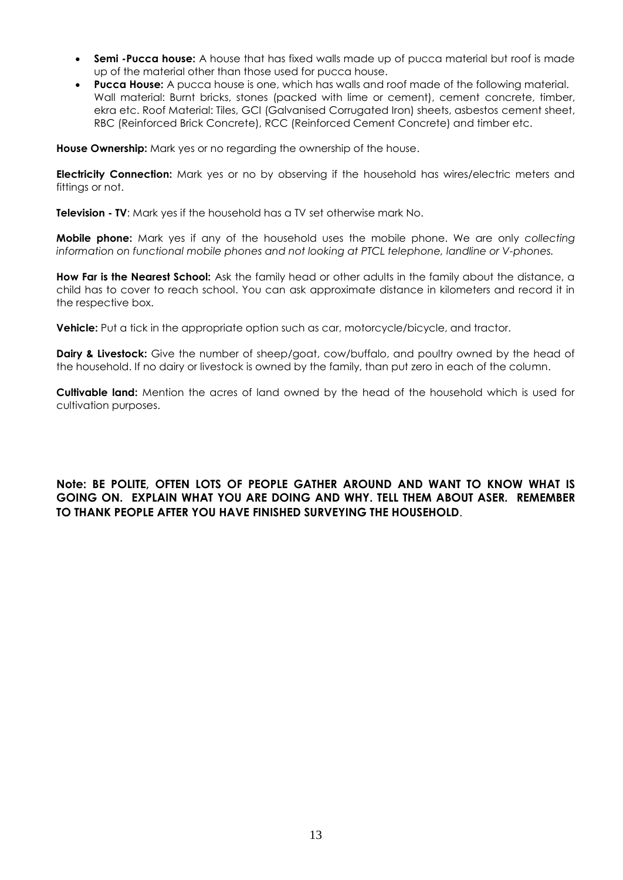- **Semi -Pucca house:** A house that has fixed walls made up of pucca material but roof is made up of the material other than those used for pucca house.
- **Pucca House:** A pucca house is one, which has walls and roof made of the following material. Wall material: Burnt bricks, stones (packed with lime or cement), cement concrete, timber, ekra etc. Roof Material: Tiles, GCI (Galvanised Corrugated Iron) sheets, asbestos cement sheet, RBC (Reinforced Brick Concrete), RCC (Reinforced Cement Concrete) and timber etc.

**House Ownership:** Mark yes or no regarding the ownership of the house.

**Electricity Connection:** Mark yes or no by observing if the household has wires/electric meters and fittings or not.

**Television - TV**: Mark yes if the household has a TV set otherwise mark No.

**Mobile phone:** Mark yes if any of the household uses the mobile phone. We are only *collecting information on functional mobile phones and not looking at PTCL telephone, landline or V-phones.*

**How Far is the Nearest School:** Ask the family head or other adults in the family about the distance, a child has to cover to reach school. You can ask approximate distance in kilometers and record it in the respective box.

**Vehicle:** Put a tick in the appropriate option such as car, motorcycle/bicycle, and tractor.

**Dairy & Livestock:** Give the number of sheep/goat, cow/buffalo, and poultry owned by the head of the household. If no dairy or livestock is owned by the family, than put zero in each of the column.

**Cultivable land:** Mention the acres of land owned by the head of the household which is used for cultivation purposes.

**Note: BE POLITE, OFTEN LOTS OF PEOPLE GATHER AROUND AND WANT TO KNOW WHAT IS GOING ON. EXPLAIN WHAT YOU ARE DOING AND WHY. TELL THEM ABOUT ASER. REMEMBER TO THANK PEOPLE AFTER YOU HAVE FINISHED SURVEYING THE HOUSEHOLD**.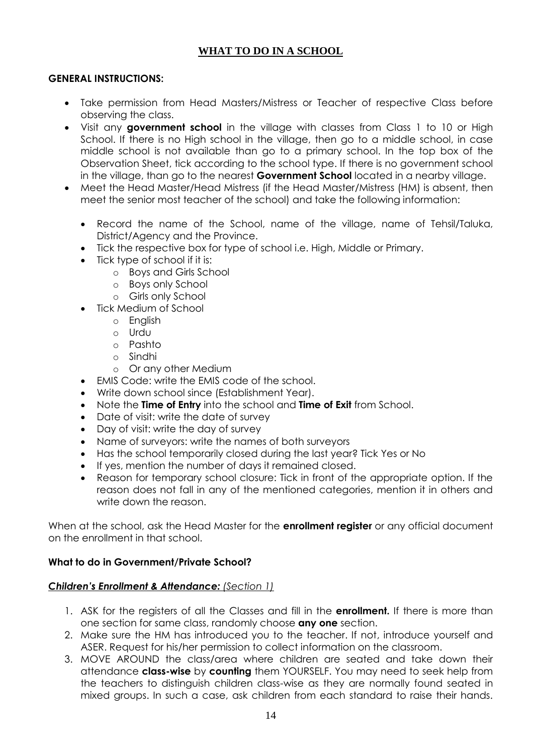## WHAT TO DO IN A SCHOOL

**GENERAL INSTRUCTIONS:**

- Take permission from Head Masters/Mistress or Teacher of respective Class before observing the class.
- Visit any **government school** in the village with classes from Class 1 to 10 or High School. If there is no High school in the village, then go to a middle school, in case middle school is not available than go to a primary school. In the top box of the Observation Sheet, tick according to the school type. If there is no government school in the village, than go to the nearest **Government School** located in a nearby village.
- Meet the Head Master/Head Mistress (if the Head Master/Mistress (HM) is absent, then meet the senior most teacher of the school) and take the following information:
  - Record the name of the School, name of the village, name of Tehsil/Taluka, District/Agency and the Province.
  - Tick the respective box for type of school i.e. High, Middle or Primary.
  - Tick type of school if it is:
    - Boys and Girls School
    - Boys only School
    - Girls only School
  - Tick Medium of School
    - English
    - Urdu
    - Pashto
    - Sindhi
    - Or any other Medium
  - EMIS Code: write the EMIS code of the school.
  - Write down school since (Establishment Year).
  - Note the **Time of Entry** into the school and **Time of Exit** from School.
  - Date of visit: write the date of survey
  - Day of visit: write the day of survey
  - Name of surveyors: write the names of both surveyors
  - Has the school temporarily closed during the last year? Tick Yes or No
  - If yes, mention the number of days it remained closed.
  - Reason for temporary school closure: Tick in front of the appropriate option. If the reason does not fall in any of the mentioned categories, mention it in others and write down the reason.

When at the school, ask the Head Master for the **enrollment register** or any official document on the enrollment in that school.

**What to do in Government/Private School?**

***Children's Enrollment & Attendance:*** *(Section 1)*

1. ASK for the registers of all the Classes and fill in the **enrollment.** If there is more than one section for same class, randomly choose **any one** section.
2. Make sure the HM has introduced you to the teacher. If not, introduce yourself and ASER. Request for his/her permission to collect information on the classroom.
3. MOVE AROUND the class/area where children are seated and take down their attendance **class-wise** by **counting** them YOURSELF. You may need to seek help from the teachers to distinguish children class-wise as they are normally found seated in mixed groups. In such a case, ask children from each standard to raise their hands.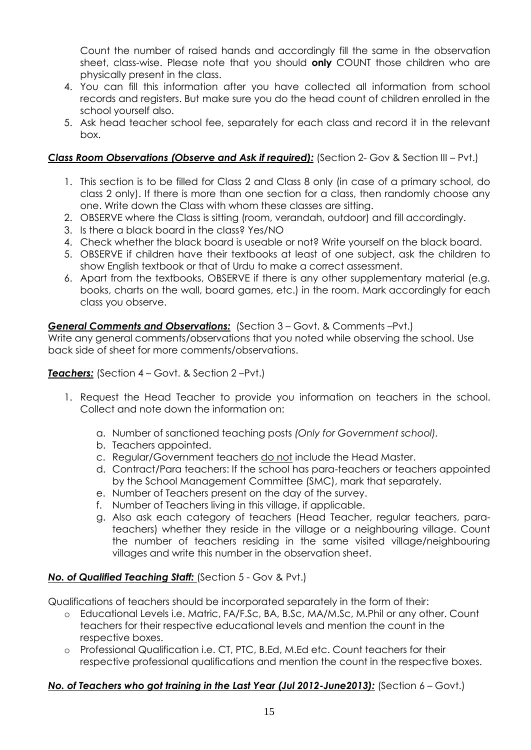Count the number of raised hands and accordingly fill the same in the observation sheet, class-wise. Please note that you should **only** COUNT those children who are physically present in the class.

4. You can fill this information after you have collected all information from school records and registers. But make sure you do the head count of children enrolled in the school yourself also.
5. Ask head teacher school fee, separately for each class and record it in the relevant box.

***Class Room Observations (Observe and Ask if required):*** (Section 2- Gov & Section III – Pvt.)

1. This section is to be filled for Class 2 and Class 8 only (in case of a primary school, do class 2 only). If there is more than one section for a class, then randomly choose any one. Write down the Class with whom these classes are sitting.
2. OBSERVE where the Class is sitting (room, verandah, outdoor) and fill accordingly.
3. Is there a black board in the class? Yes/NO
4. Check whether the black board is useable or not? Write yourself on the black board.
5. OBSERVE if children have their textbooks at least of one subject, ask the children to show English textbook or that of Urdu to make a correct assessment.
6. Apart from the textbooks, OBSERVE if there is any other supplementary material (e.g. books, charts on the wall, board games, etc.) in the room. Mark accordingly for each class you observe.

***General Comments and Observations:*** (Section 3 – Govt. & Comments –Pvt.)
Write any general comments/observations that you noted while observing the school. Use back side of sheet for more comments/observations.

***Teachers:*** (Section 4 – Govt. & Section 2 –Pvt.)

1. Request the Head Teacher to provide you information on teachers in the school. Collect and note down the information on:
   a. Number of sanctioned teaching posts *(Only for Government school)*.
   b. Teachers appointed.
   c. Regular/Government teachers <u>do not</u> include the Head Master.
   d. Contract/Para teachers: If the school has para-teachers or teachers appointed by the School Management Committee (SMC), mark that separately.
   e. Number of Teachers present on the day of the survey.
   f. Number of Teachers living in this village, if applicable.
   g. Also ask each category of teachers (Head Teacher, regular teachers, para-teachers) whether they reside in the village or a neighbouring village. Count the number of teachers residing in the same visited village/neighbouring villages and write this number in the observation sheet.

***No. of Qualified Teaching Staff:*** (Section 5 - Gov & Pvt.)

Qualifications of teachers should be incorporated separately in the form of their:

- Educational Levels i.e. Matric, FA/F.Sc, BA, B.Sc, MA/M.Sc, M.Phil or any other. Count teachers for their respective educational levels and mention the count in the respective boxes.
- Professional Qualification i.e. CT, PTC, B.Ed, M.Ed etc. Count teachers for their respective professional qualifications and mention the count in the respective boxes.

***No. of Teachers who got training in the Last Year (Jul 2012-June2013):*** (Section 6 – Govt.)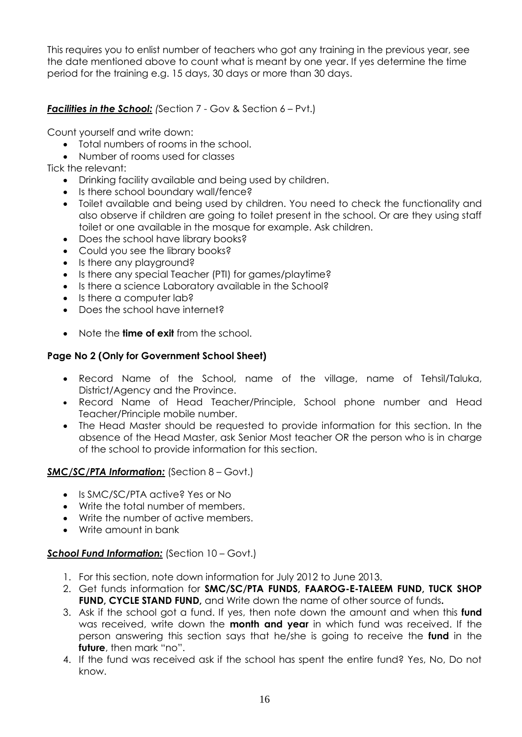This requires you to enlist number of teachers who got any training in the previous year, see the date mentioned above to count what is meant by one year. If yes determine the time period for the training e.g. 15 days, 30 days or more than 30 days.

***Facilities in the School:*** *(*Section 7 - Gov & Section 6 – Pvt.)

Count yourself and write down:

- Total numbers of rooms in the school.
- Number of rooms used for classes

Tick the relevant:

- Drinking facility available and being used by children.
- Is there school boundary wall/fence?
- Toilet available and being used by children. You need to check the functionality and also observe if children are going to toilet present in the school. Or are they using staff toilet or one available in the mosque for example. Ask children.
- Does the school have library books?
- Could you see the library books?
- Is there any playground?
- Is there any special Teacher (PTI) for games/playtime?
- Is there a science Laboratory available in the School?
- Is there a computer lab?
- Does the school have internet?
- Note the **time of exit** from the school.

**Page No 2 (Only for Government School Sheet)**

- Record Name of the School, name of the village, name of Tehsil/Taluka, District/Agency and the Province.
- Record Name of Head Teacher/Principle, School phone number and Head Teacher/Principle mobile number.
- The Head Master should be requested to provide information for this section. In the absence of the Head Master, ask Senior Most teacher OR the person who is in charge of the school to provide information for this section.

***SMC/SC/PTA Information:*** (Section 8 – Govt.)

- Is SMC/SC/PTA active? Yes or No
- Write the total number of members.
- Write the number of active members.
- Write amount in bank

***School Fund Information:*** (Section 10 – Govt.)

1. For this section, note down information for July 2012 to June 2013.
2. Get funds information for **SMC/SC/PTA FUNDS, FAAROG-E-TALEEM FUND, TUCK SHOP FUND, CYCLE STAND FUND,** and Write down the name of other source of funds**.**
3. Ask if the school got a fund. If yes, then note down the amount and when this **fund** was received, write down the **month and year** in which fund was received. If the person answering this section says that he/she is going to receive the **fund** in the **future**, then mark "no".
4. If the fund was received ask if the school has spent the entire fund? Yes, No, Do not know.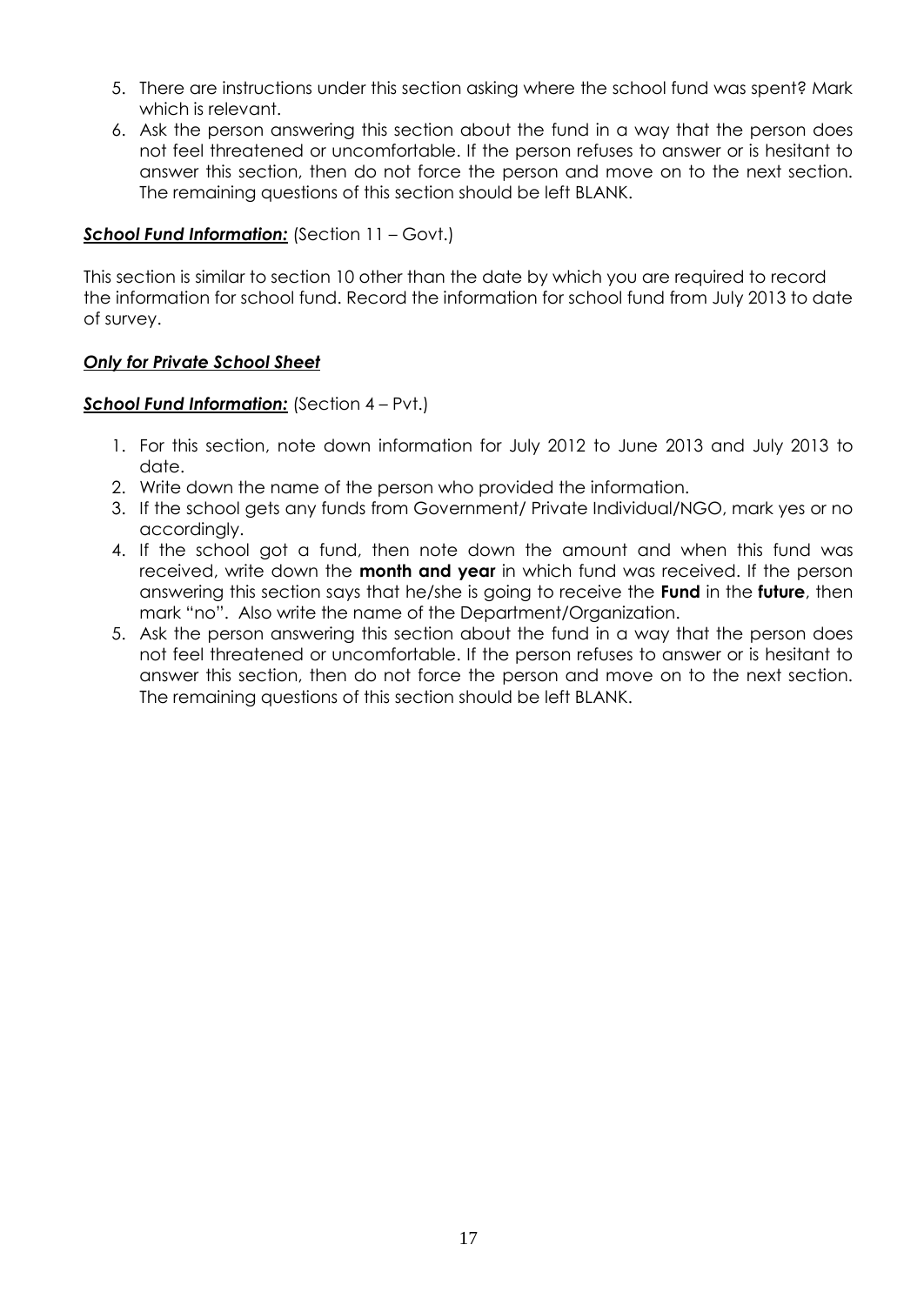5. There are instructions under this section asking where the school fund was spent? Mark which is relevant.
6. Ask the person answering this section about the fund in a way that the person does not feel threatened or uncomfortable. If the person refuses to answer or is hesitant to answer this section, then do not force the person and move on to the next section. The remaining questions of this section should be left BLANK.

***School Fund Information:*** (Section 11 – Govt.)

This section is similar to section 10 other than the date by which you are required to record the information for school fund. Record the information for school fund from July 2013 to date of survey.

***Only for Private School Sheet***

***School Fund Information:*** (Section 4 – Pvt.)

1. For this section, note down information for July 2012 to June 2013 and July 2013 to date.
2. Write down the name of the person who provided the information.
3. If the school gets any funds from Government/ Private Individual/NGO, mark yes or no accordingly.
4. If the school got a fund, then note down the amount and when this fund was received, write down the **month and year** in which fund was received. If the person answering this section says that he/she is going to receive the **Fund** in the **future**, then mark "no". Also write the name of the Department/Organization.
5. Ask the person answering this section about the fund in a way that the person does not feel threatened or uncomfortable. If the person refuses to answer or is hesitant to answer this section, then do not force the person and move on to the next section. The remaining questions of this section should be left BLANK.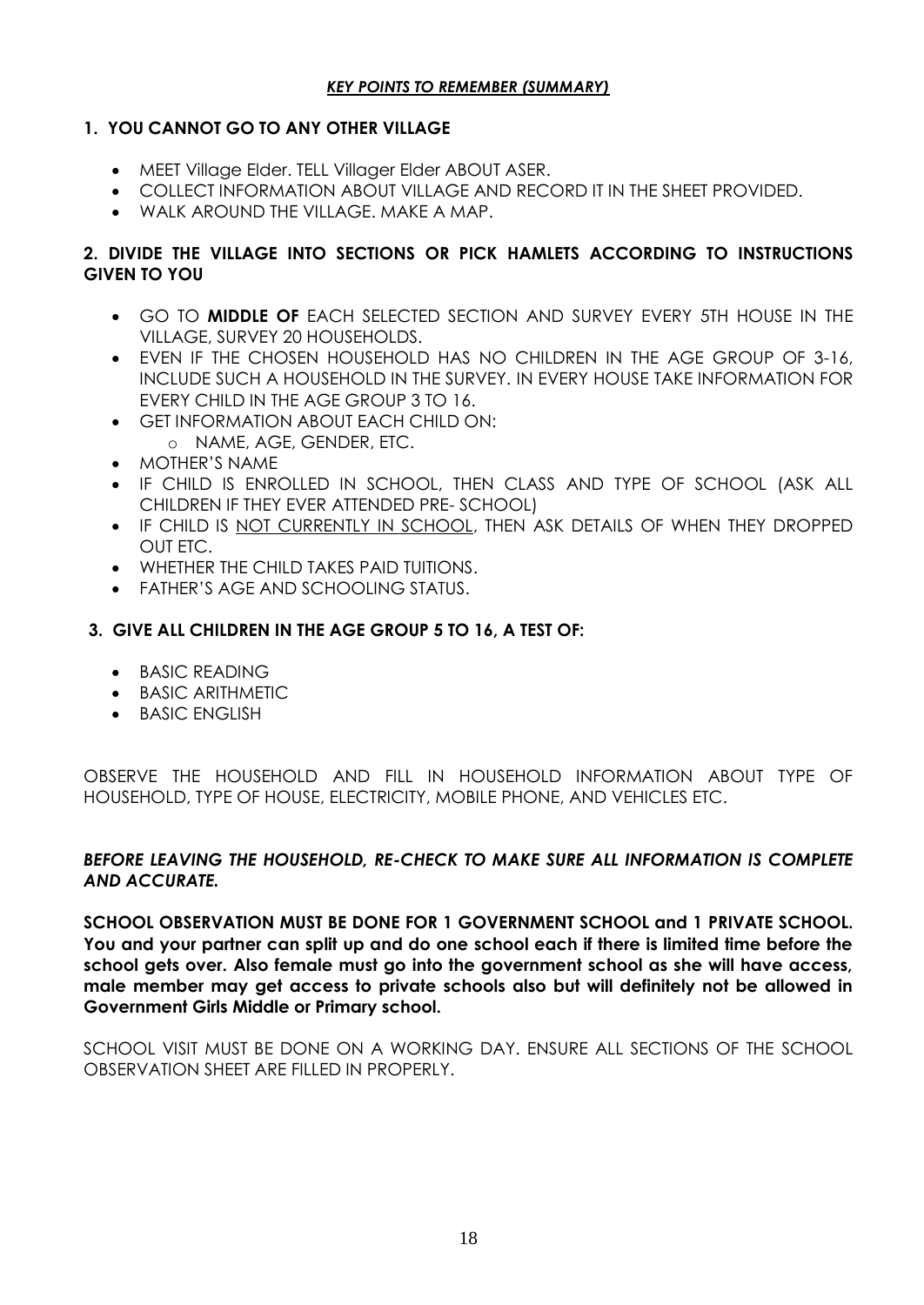***KEY POINTS TO REMEMBER (SUMMARY)***

**1. YOU CANNOT GO TO ANY OTHER VILLAGE**

- MEET Village Elder. TELL Villager Elder ABOUT ASER.
- COLLECT INFORMATION ABOUT VILLAGE AND RECORD IT IN THE SHEET PROVIDED.
- WALK AROUND THE VILLAGE. MAKE A MAP.

**2. DIVIDE THE VILLAGE INTO SECTIONS OR PICK HAMLETS ACCORDING TO INSTRUCTIONS GIVEN TO YOU**

- GO TO **MIDDLE OF** EACH SELECTED SECTION AND SURVEY EVERY 5TH HOUSE IN THE VILLAGE, SURVEY 20 HOUSEHOLDS.
- EVEN IF THE CHOSEN HOUSEHOLD HAS NO CHILDREN IN THE AGE GROUP OF 3-16, INCLUDE SUCH A HOUSEHOLD IN THE SURVEY. IN EVERY HOUSE TAKE INFORMATION FOR EVERY CHILD IN THE AGE GROUP 3 TO 16.
- GET INFORMATION ABOUT EACH CHILD ON:
    - NAME, AGE, GENDER, ETC.
- MOTHER'S NAME
- IF CHILD IS ENROLLED IN SCHOOL, THEN CLASS AND TYPE OF SCHOOL (ASK ALL CHILDREN IF THEY EVER ATTENDED PRE- SCHOOL)
- IF CHILD IS <u>NOT CURRENTLY IN SCHOOL</u>, THEN ASK DETAILS OF WHEN THEY DROPPED OUT ETC.
- WHETHER THE CHILD TAKES PAID TUITIONS.
- FATHER'S AGE AND SCHOOLING STATUS.

**3. GIVE ALL CHILDREN IN THE AGE GROUP 5 TO 16, A TEST OF:**

- BASIC READING
- BASIC ARITHMETIC
- BASIC ENGLISH

OBSERVE THE HOUSEHOLD AND FILL IN HOUSEHOLD INFORMATION ABOUT TYPE OF HOUSEHOLD, TYPE OF HOUSE, ELECTRICITY, MOBILE PHONE, AND VEHICLES ETC.

***BEFORE LEAVING THE HOUSEHOLD, RE-CHECK TO MAKE SURE ALL INFORMATION IS COMPLETE AND ACCURATE.***

**SCHOOL OBSERVATION MUST BE DONE FOR 1 GOVERNMENT SCHOOL and 1 PRIVATE SCHOOL. You and your partner can split up and do one school each if there is limited time before the school gets over. Also female must go into the government school as she will have access, male member may get access to private schools also but will definitely not be allowed in Government Girls Middle or Primary school.**

SCHOOL VISIT MUST BE DONE ON A WORKING DAY. ENSURE ALL SECTIONS OF THE SCHOOL OBSERVATION SHEET ARE FILLED IN PROPERLY.